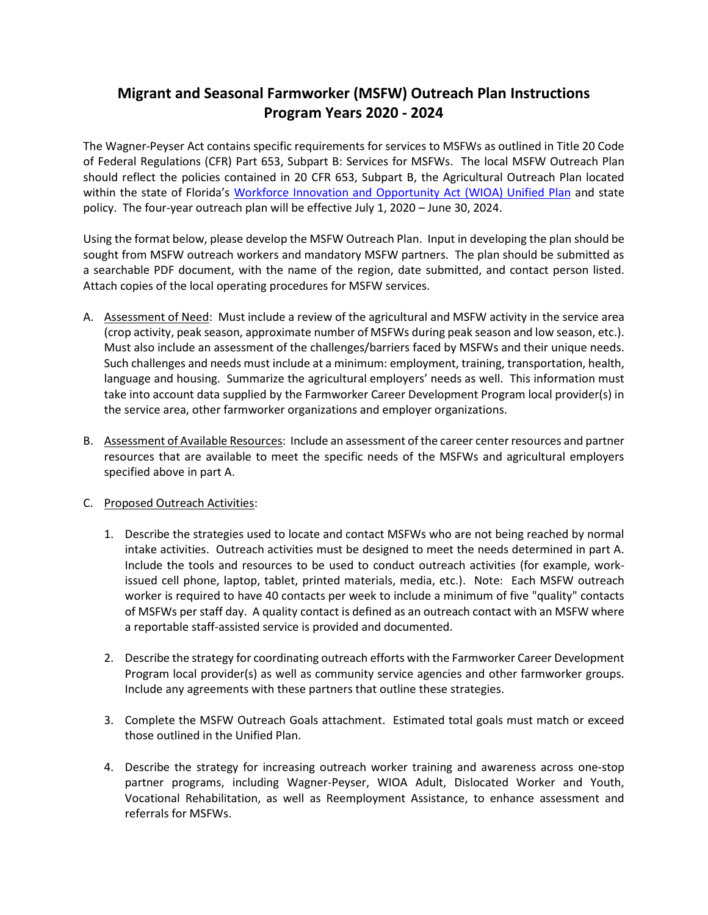# Migrant and Seasonal Farmworker (MSFW) Outreach Plan Instructions
# Program Years 2020 - 2024

The Wagner-Peyser Act contains specific requirements for services to MSFWs as outlined in Title 20 Code of Federal Regulations (CFR) Part 653, Subpart B: Services for MSFWs. The local MSFW Outreach Plan should reflect the policies contained in 20 CFR 653, Subpart B, the Agricultural Outreach Plan located within the state of Florida's [Workforce Innovation and Opportunity Act (WIOA) Unified Plan]() and state policy. The four-year outreach plan will be effective July 1, 2020 – June 30, 2024.

Using the format below, please develop the MSFW Outreach Plan. Input in developing the plan should be sought from MSFW outreach workers and mandatory MSFW partners. The plan should be submitted as a searchable PDF document, with the name of the region, date submitted, and contact person listed. Attach copies of the local operating procedures for MSFW services.

A. <u>Assessment of Need</u>: Must include a review of the agricultural and MSFW activity in the service area (crop activity, peak season, approximate number of MSFWs during peak season and low season, etc.). Must also include an assessment of the challenges/barriers faced by MSFWs and their unique needs. Such challenges and needs must include at a minimum: employment, training, transportation, health, language and housing. Summarize the agricultural employers' needs as well. This information must take into account data supplied by the Farmworker Career Development Program local provider(s) in the service area, other farmworker organizations and employer organizations.

B. <u>Assessment of Available Resources</u>: Include an assessment of the career center resources and partner resources that are available to meet the specific needs of the MSFWs and agricultural employers specified above in part A.

C. <u>Proposed Outreach Activities</u>:

   1. Describe the strategies used to locate and contact MSFWs who are not being reached by normal intake activities. Outreach activities must be designed to meet the needs determined in part A. Include the tools and resources to be used to conduct outreach activities (for example, work-issued cell phone, laptop, tablet, printed materials, media, etc.). Note: Each MSFW outreach worker is required to have 40 contacts per week to include a minimum of five "quality" contacts of MSFWs per staff day. A quality contact is defined as an outreach contact with an MSFW where a reportable staff-assisted service is provided and documented.

   2. Describe the strategy for coordinating outreach efforts with the Farmworker Career Development Program local provider(s) as well as community service agencies and other farmworker groups. Include any agreements with these partners that outline these strategies.

   3. Complete the MSFW Outreach Goals attachment. Estimated total goals must match or exceed those outlined in the Unified Plan.

   4. Describe the strategy for increasing outreach worker training and awareness across one-stop partner programs, including Wagner-Peyser, WIOA Adult, Dislocated Worker and Youth, Vocational Rehabilitation, as well as Reemployment Assistance, to enhance assessment and referrals for MSFWs.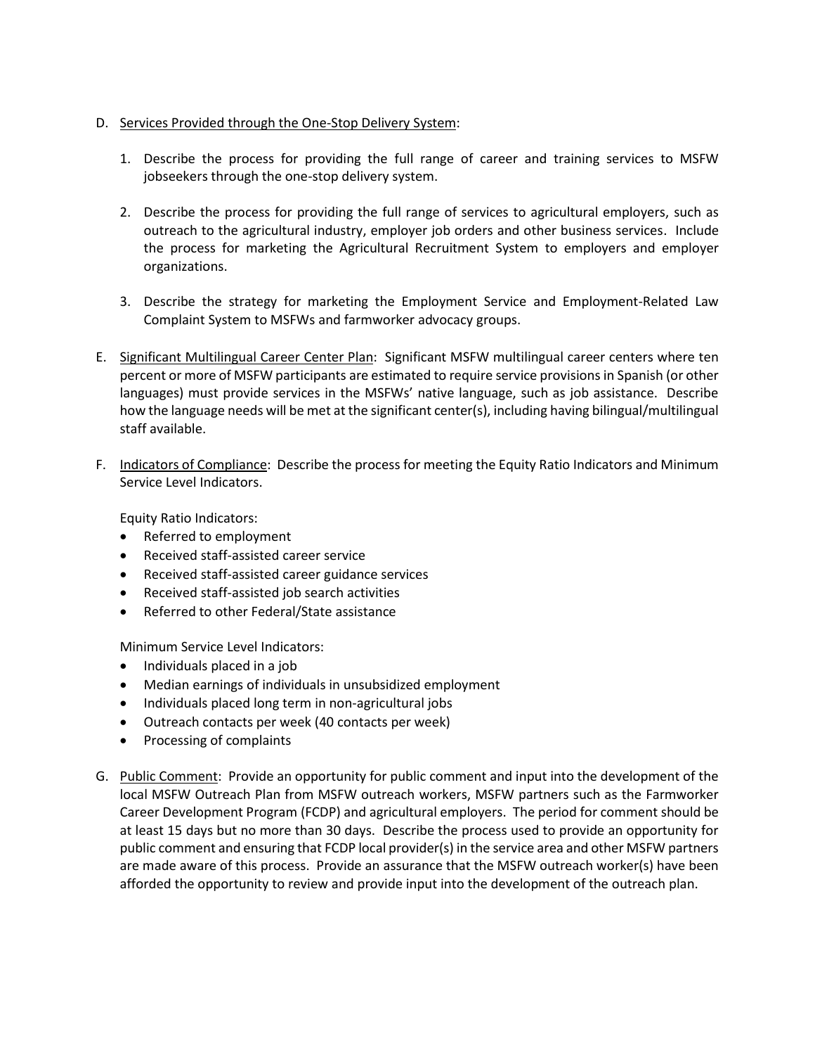D. <u>Services Provided through the One-Stop Delivery System</u>:

   1. Describe the process for providing the full range of career and training services to MSFW jobseekers through the one-stop delivery system.

   2. Describe the process for providing the full range of services to agricultural employers, such as outreach to the agricultural industry, employer job orders and other business services. Include the process for marketing the Agricultural Recruitment System to employers and employer organizations.

   3. Describe the strategy for marketing the Employment Service and Employment-Related Law Complaint System to MSFWs and farmworker advocacy groups.

E. <u>Significant Multilingual Career Center Plan</u>: Significant MSFW multilingual career centers where ten percent or more of MSFW participants are estimated to require service provisions in Spanish (or other languages) must provide services in the MSFWs' native language, such as job assistance. Describe how the language needs will be met at the significant center(s), including having bilingual/multilingual staff available.

F. <u>Indicators of Compliance</u>: Describe the process for meeting the Equity Ratio Indicators and Minimum Service Level Indicators.

   Equity Ratio Indicators:
   - Referred to employment
   - Received staff-assisted career service
   - Received staff-assisted career guidance services
   - Received staff-assisted job search activities
   - Referred to other Federal/State assistance

   Minimum Service Level Indicators:
   - Individuals placed in a job
   - Median earnings of individuals in unsubsidized employment
   - Individuals placed long term in non-agricultural jobs
   - Outreach contacts per week (40 contacts per week)
   - Processing of complaints

G. <u>Public Comment</u>: Provide an opportunity for public comment and input into the development of the local MSFW Outreach Plan from MSFW outreach workers, MSFW partners such as the Farmworker Career Development Program (FCDP) and agricultural employers. The period for comment should be at least 15 days but no more than 30 days. Describe the process used to provide an opportunity for public comment and ensuring that FCDP local provider(s) in the service area and other MSFW partners are made aware of this process. Provide an assurance that the MSFW outreach worker(s) have been afforded the opportunity to review and provide input into the development of the outreach plan.